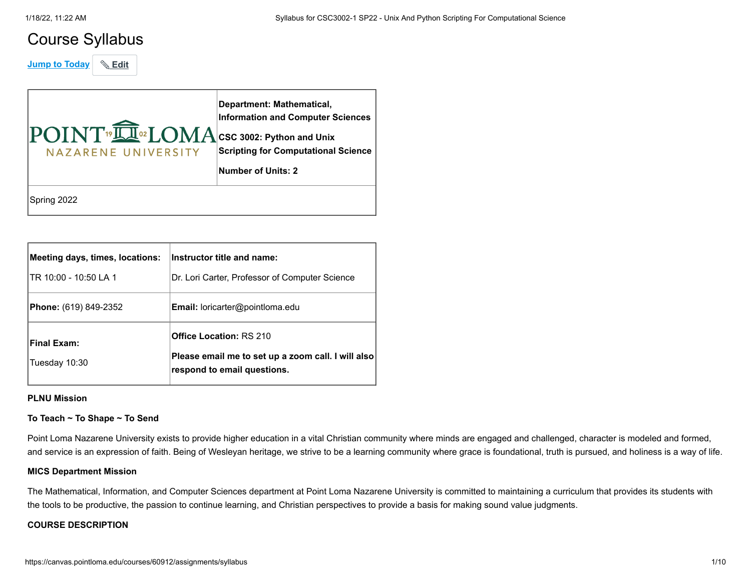# Course Syllabus

Jump to Today | Edit

| POINT LOMA NAZARENE UNIVERSITY | **Department: Mathematical, Information and Computer Sciences**<br><br>**CSC 3002: Python and Unix Scripting for Computational Science**<br><br>**Number of Units: 2** |
|---|---|
| Spring 2022 | |

| **Meeting days, times, locations:**<br><br>TR 10:00 - 10:50 LA 1 | **Instructor title and name:**<br><br>Dr. Lori Carter, Professor of Computer Science |
|---|---|
| **Phone:** (619) 849-2352 | **Email:** loricarter@pointloma.edu |
| **Final Exam:**<br><br>Tuesday 10:30 | **Office Location:** RS 210<br><br>**Please email me to set up a zoom call. I will also respond to email questions.** |

**PLNU Mission**

**To Teach ~ To Shape ~ To Send**

Point Loma Nazarene University exists to provide higher education in a vital Christian community where minds are engaged and challenged, character is modeled and formed, and service is an expression of faith. Being of Wesleyan heritage, we strive to be a learning community where grace is foundational, truth is pursued, and holiness is a way of life.

**MICS Department Mission**

The Mathematical, Information, and Computer Sciences department at Point Loma Nazarene University is committed to maintaining a curriculum that provides its students with the tools to be productive, the passion to continue learning, and Christian perspectives to provide a basis for making sound value judgments.

**COURSE DESCRIPTION**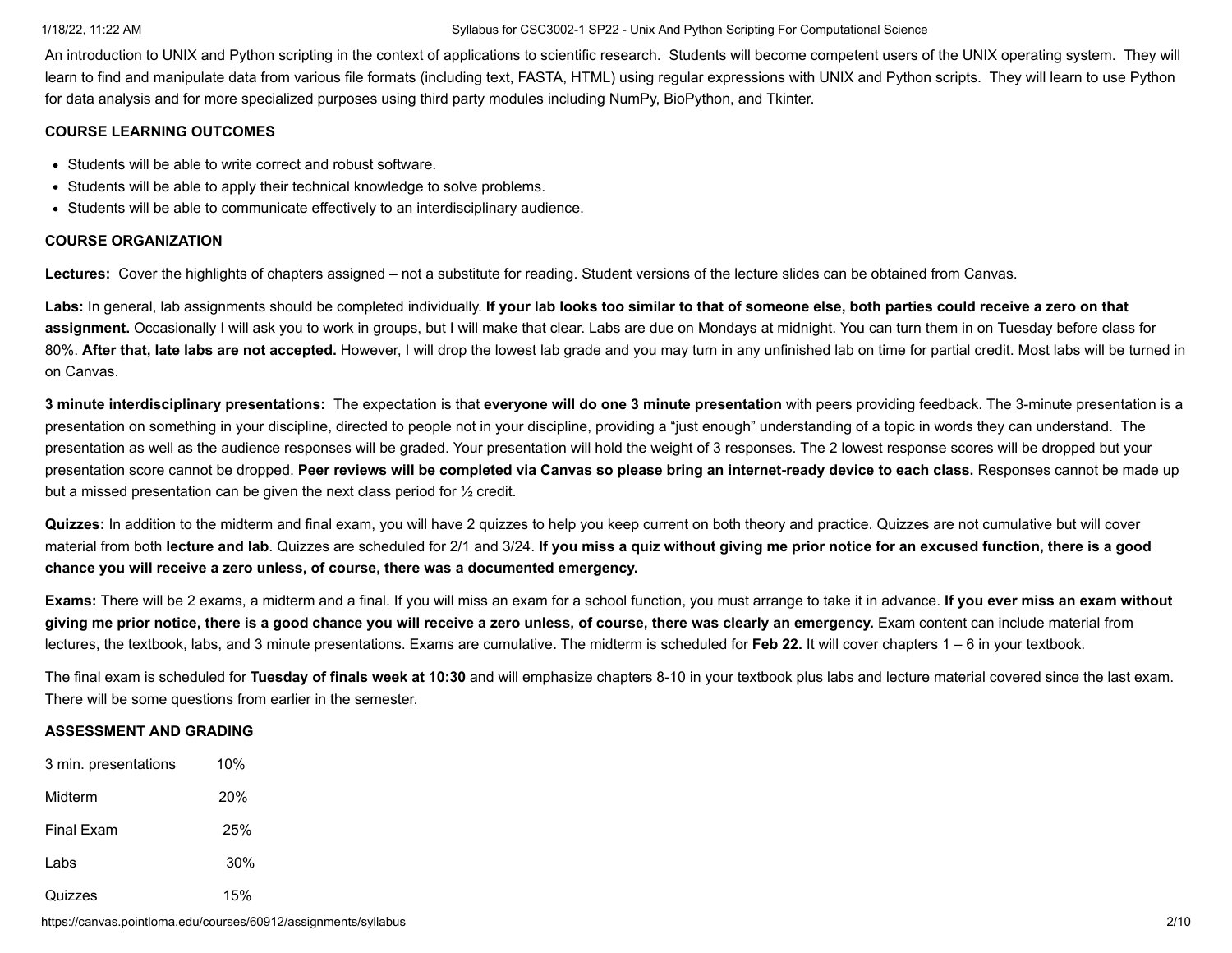An introduction to UNIX and Python scripting in the context of applications to scientific research. Students will become competent users of the UNIX operating system. They will learn to find and manipulate data from various file formats (including text, FASTA, HTML) using regular expressions with UNIX and Python scripts. They will learn to use Python for data analysis and for more specialized purposes using third party modules including NumPy, BioPython, and Tkinter.

**COURSE LEARNING OUTCOMES**

- Students will be able to write correct and robust software.
- Students will be able to apply their technical knowledge to solve problems.
- Students will be able to communicate effectively to an interdisciplinary audience.

**COURSE ORGANIZATION**

**Lectures:** Cover the highlights of chapters assigned – not a substitute for reading. Student versions of the lecture slides can be obtained from Canvas.

**Labs:** In general, lab assignments should be completed individually. **If your lab looks too similar to that of someone else, both parties could receive a zero on that assignment.** Occasionally I will ask you to work in groups, but I will make that clear. Labs are due on Mondays at midnight. You can turn them in on Tuesday before class for 80%. **After that, late labs are not accepted.** However, I will drop the lowest lab grade and you may turn in any unfinished lab on time for partial credit. Most labs will be turned in on Canvas.

**3 minute interdisciplinary presentations:** The expectation is that **everyone will do one 3 minute presentation** with peers providing feedback. The 3-minute presentation is a presentation on something in your discipline, directed to people not in your discipline, providing a "just enough" understanding of a topic in words they can understand. The presentation as well as the audience responses will be graded. Your presentation will hold the weight of 3 responses. The 2 lowest response scores will be dropped but your presentation score cannot be dropped. **Peer reviews will be completed via Canvas so please bring an internet-ready device to each class.** Responses cannot be made up but a missed presentation can be given the next class period for ½ credit.

**Quizzes:** In addition to the midterm and final exam, you will have 2 quizzes to help you keep current on both theory and practice. Quizzes are not cumulative but will cover material from both **lecture and lab**. Quizzes are scheduled for 2/1 and 3/24. **If you miss a quiz without giving me prior notice for an excused function, there is a good chance you will receive a zero unless, of course, there was a documented emergency.**

**Exams:** There will be 2 exams, a midterm and a final. If you will miss an exam for a school function, you must arrange to take it in advance. **If you ever miss an exam without giving me prior notice, there is a good chance you will receive a zero unless, of course, there was clearly an emergency.** Exam content can include material from lectures, the textbook, labs, and 3 minute presentations. Exams are cumulative**.** The midterm is scheduled for **Feb 22.** It will cover chapters 1 – 6 in your textbook.

The final exam is scheduled for **Tuesday of finals week at 10:30** and will emphasize chapters 8-10 in your textbook plus labs and lecture material covered since the last exam. There will be some questions from earlier in the semester.

**ASSESSMENT AND GRADING**

| | |
|---|---|
| 3 min. presentations | 10% |
| Midterm | 20% |
| Final Exam | 25% |
| Labs | 30% |
| Quizzes | 15% |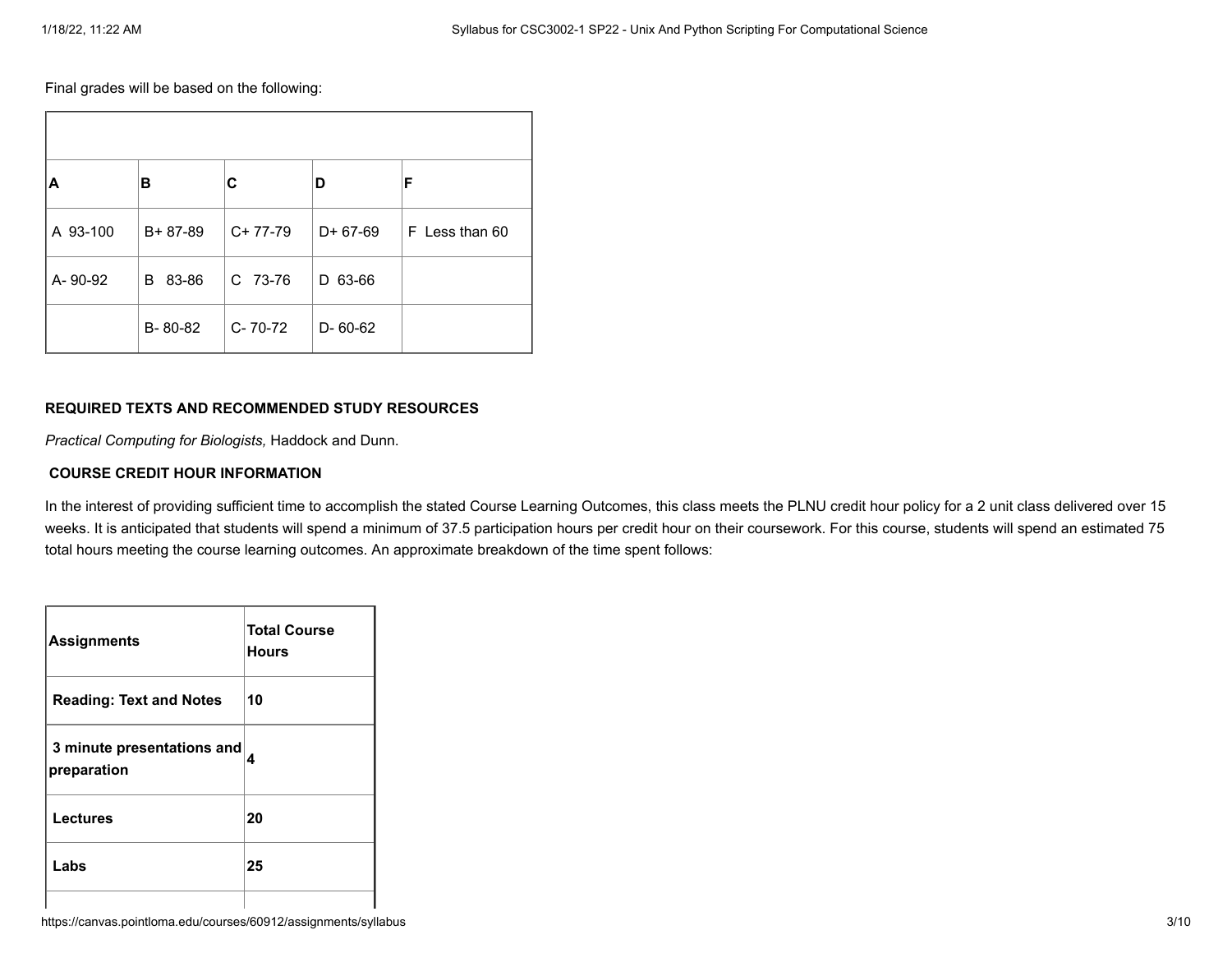Final grades will be based on the following:

| | | | | |
|---|---|---|---|---|
| A | B | C | D | F |
| A 93-100 | B+ 87-89 | C+ 77-79 | D+ 67-69 | F Less than 60 |
| A- 90-92 | B 83-86 | C 73-76 | D 63-66 | |
| | B- 80-82 | C- 70-72 | D- 60-62 | |

**REQUIRED TEXTS AND RECOMMENDED STUDY RESOURCES**

*Practical Computing for Biologists,* Haddock and Dunn.

**COURSE CREDIT HOUR INFORMATION**

In the interest of providing sufficient time to accomplish the stated Course Learning Outcomes, this class meets the PLNU credit hour policy for a 2 unit class delivered over 15 weeks. It is anticipated that students will spend a minimum of 37.5 participation hours per credit hour on their coursework. For this course, students will spend an estimated 75 total hours meeting the course learning outcomes. An approximate breakdown of the time spent follows:

| Assignments | Total Course Hours |
|---|---|
| **Reading: Text and Notes** | **10** |
| **3 minute presentations and preparation** | **4** |
| **Lectures** | **20** |
| **Labs** | **25** |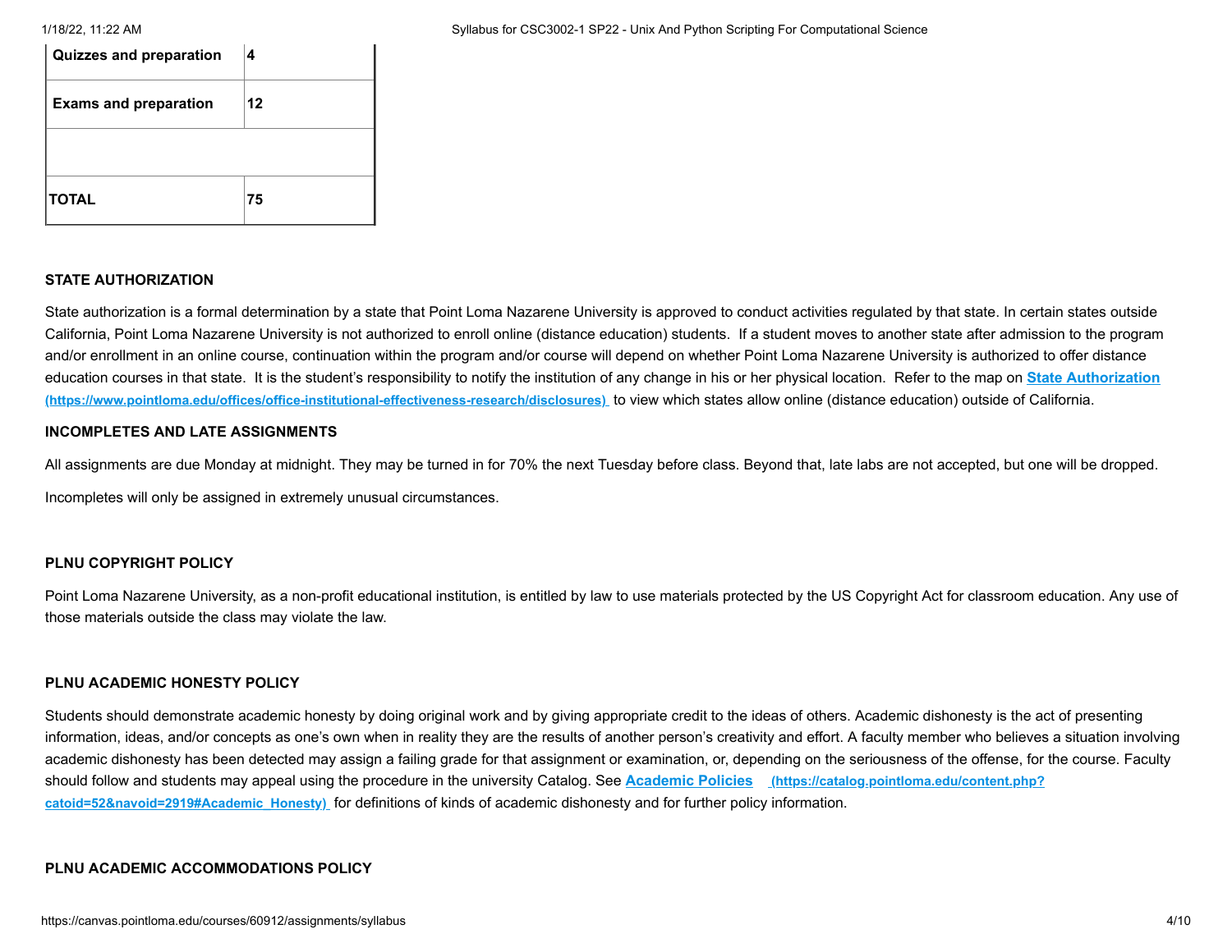| Quizzes and preparation | 4 |
| --- | --- |
| Exams and preparation | 12 |
| | |
| TOTAL | 75 |

**STATE AUTHORIZATION**

State authorization is a formal determination by a state that Point Loma Nazarene University is approved to conduct activities regulated by that state. In certain states outside California, Point Loma Nazarene University is not authorized to enroll online (distance education) students. If a student moves to another state after admission to the program and/or enrollment in an online course, continuation within the program and/or course will depend on whether Point Loma Nazarene University is authorized to offer distance education courses in that state. It is the student's responsibility to notify the institution of any change in his or her physical location. Refer to the map on [State Authorization (https://www.pointloma.edu/offices/office-institutional-effectiveness-research/disclosures)](https://www.pointloma.edu/offices/office-institutional-effectiveness-research/disclosures) to view which states allow online (distance education) outside of California.

**INCOMPLETES AND LATE ASSIGNMENTS**

All assignments are due Monday at midnight. They may be turned in for 70% the next Tuesday before class. Beyond that, late labs are not accepted, but one will be dropped.

Incompletes will only be assigned in extremely unusual circumstances.

**PLNU COPYRIGHT POLICY**

Point Loma Nazarene University, as a non-profit educational institution, is entitled by law to use materials protected by the US Copyright Act for classroom education. Any use of those materials outside the class may violate the law.

**PLNU ACADEMIC HONESTY POLICY**

Students should demonstrate academic honesty by doing original work and by giving appropriate credit to the ideas of others. Academic dishonesty is the act of presenting information, ideas, and/or concepts as one's own when in reality they are the results of another person's creativity and effort. A faculty member who believes a situation involving academic dishonesty has been detected may assign a failing grade for that assignment or examination, or, depending on the seriousness of the offense, for the course. Faculty should follow and students may appeal using the procedure in the university Catalog. See [Academic Policies (https://catalog.pointloma.edu/content.php?catoid=52&navoid=2919#Academic_Honesty)](https://catalog.pointloma.edu/content.php?catoid=52&navoid=2919#Academic_Honesty) for definitions of kinds of academic dishonesty and for further policy information.

**PLNU ACADEMIC ACCOMMODATIONS POLICY**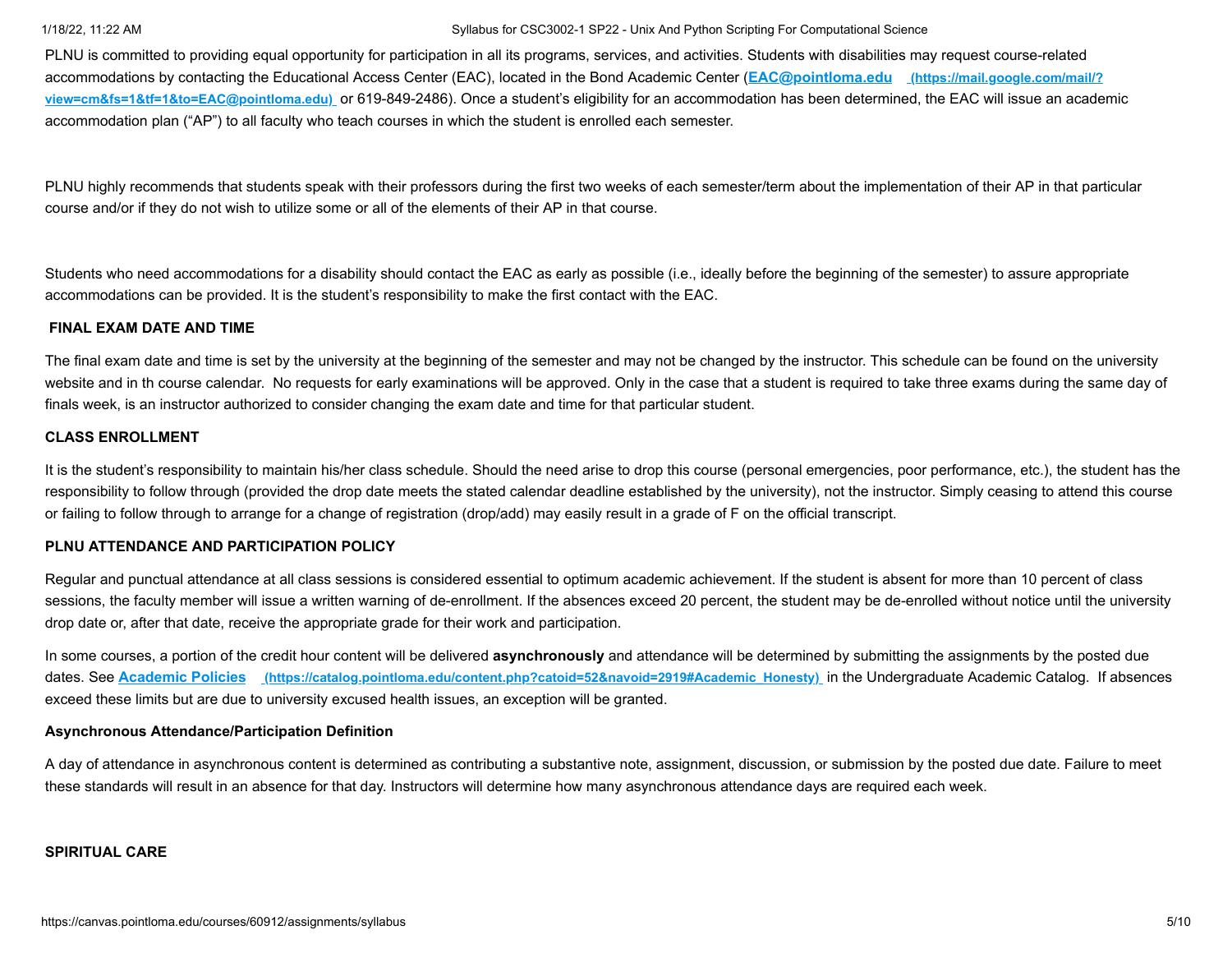PLNU is committed to providing equal opportunity for participation in all its programs, services, and activities. Students with disabilities may request course-related accommodations by contacting the Educational Access Center (EAC), located in the Bond Academic Center ([EAC@pointloma.edu](https://mail.google.com/mail/?view=cm&fs=1&tf=1&to=EAC@pointloma.edu) (https://mail.google.com/mail/?view=cm&fs=1&tf=1&to=EAC@pointloma.edu) or 619-849-2486). Once a student's eligibility for an accommodation has been determined, the EAC will issue an academic accommodation plan ("AP") to all faculty who teach courses in which the student is enrolled each semester.

PLNU highly recommends that students speak with their professors during the first two weeks of each semester/term about the implementation of their AP in that particular course and/or if they do not wish to utilize some or all of the elements of their AP in that course.

Students who need accommodations for a disability should contact the EAC as early as possible (i.e., ideally before the beginning of the semester) to assure appropriate accommodations can be provided. It is the student's responsibility to make the first contact with the EAC.

**FINAL EXAM DATE AND TIME**

The final exam date and time is set by the university at the beginning of the semester and may not be changed by the instructor. This schedule can be found on the university website and in th course calendar. No requests for early examinations will be approved. Only in the case that a student is required to take three exams during the same day of finals week, is an instructor authorized to consider changing the exam date and time for that particular student.

**CLASS ENROLLMENT**

It is the student's responsibility to maintain his/her class schedule. Should the need arise to drop this course (personal emergencies, poor performance, etc.), the student has the responsibility to follow through (provided the drop date meets the stated calendar deadline established by the university), not the instructor. Simply ceasing to attend this course or failing to follow through to arrange for a change of registration (drop/add) may easily result in a grade of F on the official transcript.

**PLNU ATTENDANCE AND PARTICIPATION POLICY**

Regular and punctual attendance at all class sessions is considered essential to optimum academic achievement. If the student is absent for more than 10 percent of class sessions, the faculty member will issue a written warning of de-enrollment. If the absences exceed 20 percent, the student may be de-enrolled without notice until the university drop date or, after that date, receive the appropriate grade for their work and participation.

In some courses, a portion of the credit hour content will be delivered **asynchronously** and attendance will be determined by submitting the assignments by the posted due dates. See [Academic Policies](https://catalog.pointloma.edu/content.php?catoid=52&navoid=2919#Academic_Honesty) (https://catalog.pointloma.edu/content.php?catoid=52&navoid=2919#Academic_Honesty) in the Undergraduate Academic Catalog. If absences exceed these limits but are due to university excused health issues, an exception will be granted.

**Asynchronous Attendance/Participation Definition**

A day of attendance in asynchronous content is determined as contributing a substantive note, assignment, discussion, or submission by the posted due date. Failure to meet these standards will result in an absence for that day. Instructors will determine how many asynchronous attendance days are required each week.

**SPIRITUAL CARE**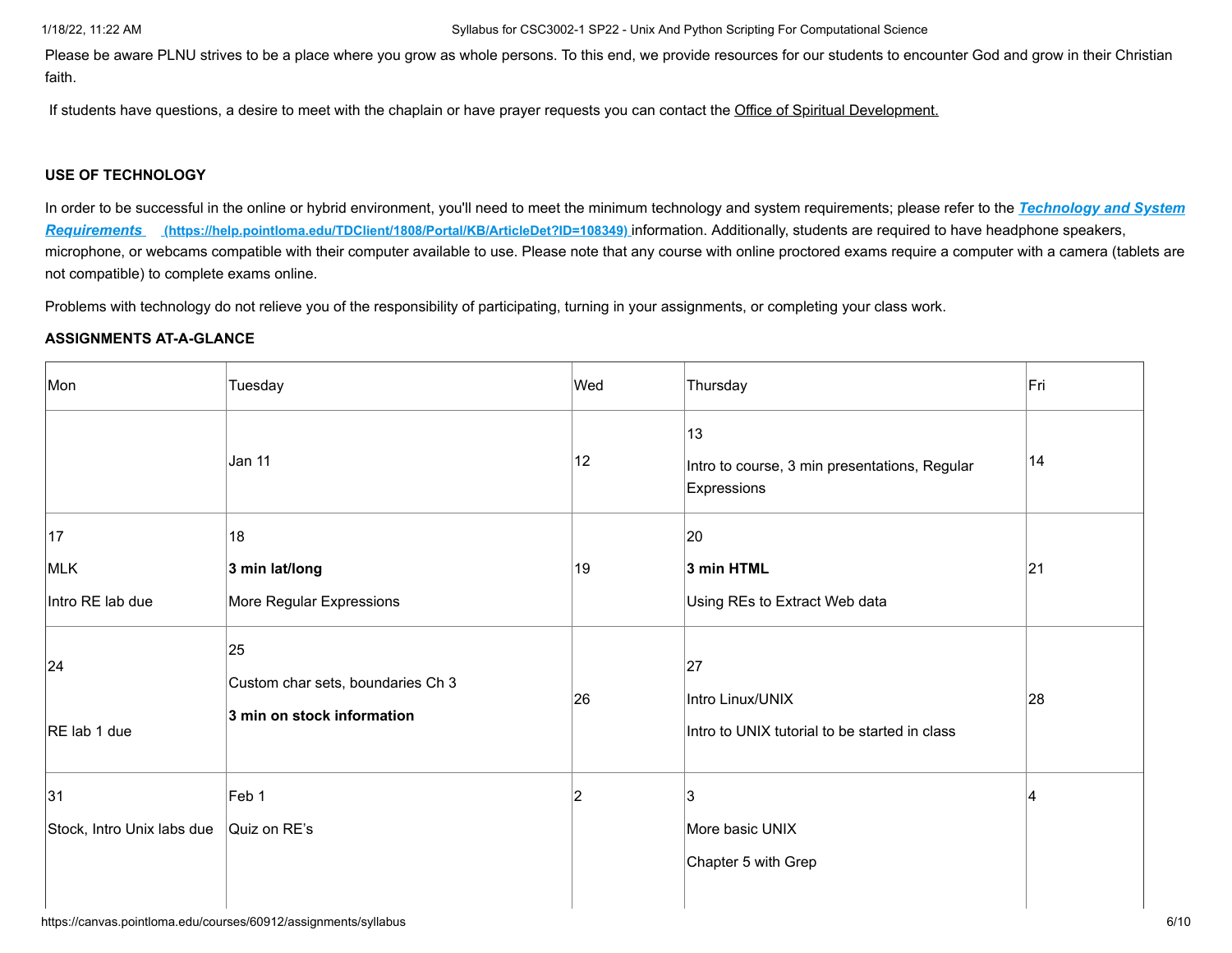Please be aware PLNU strives to be a place where you grow as whole persons. To this end, we provide resources for our students to encounter God and grow in their Christian faith.

If students have questions, a desire to meet with the chaplain or have prayer requests you can contact the Office of Spiritual Development.

**USE OF TECHNOLOGY**

In order to be successful in the online or hybrid environment, you'll need to meet the minimum technology and system requirements; please refer to the ***Technology and System Requirements*** **(https://help.pointloma.edu/TDClient/1808/Portal/KB/ArticleDet?ID=108349)** information. Additionally, students are required to have headphone speakers, microphone, or webcams compatible with their computer available to use. Please note that any course with online proctored exams require a computer with a camera (tablets are not compatible) to complete exams online.

Problems with technology do not relieve you of the responsibility of participating, turning in your assignments, or completing your class work.

**ASSIGNMENTS AT-A-GLANCE**

| Mon | Tuesday | Wed | Thursday | Fri |
|---|---|---|---|---|
| | Jan 11 | 12 | 13<br>Intro to course, 3 min presentations, Regular Expressions | 14 |
| 17<br>MLK<br>Intro RE lab due | 18<br>**3 min lat/long**<br>More Regular Expressions | 19 | 20<br>**3 min HTML**<br>Using REs to Extract Web data | 21 |
| 24<br><br>RE lab 1 due | 25<br>Custom char sets, boundaries Ch 3<br>**3 min on stock information** | 26 | 27<br>Intro Linux/UNIX<br>Intro to UNIX tutorial to be started in class | 28 |
| 31<br>Stock, Intro Unix labs due | Feb 1<br>Quiz on RE's | 2 | 3<br>More basic UNIX<br>Chapter 5 with Grep | 4 |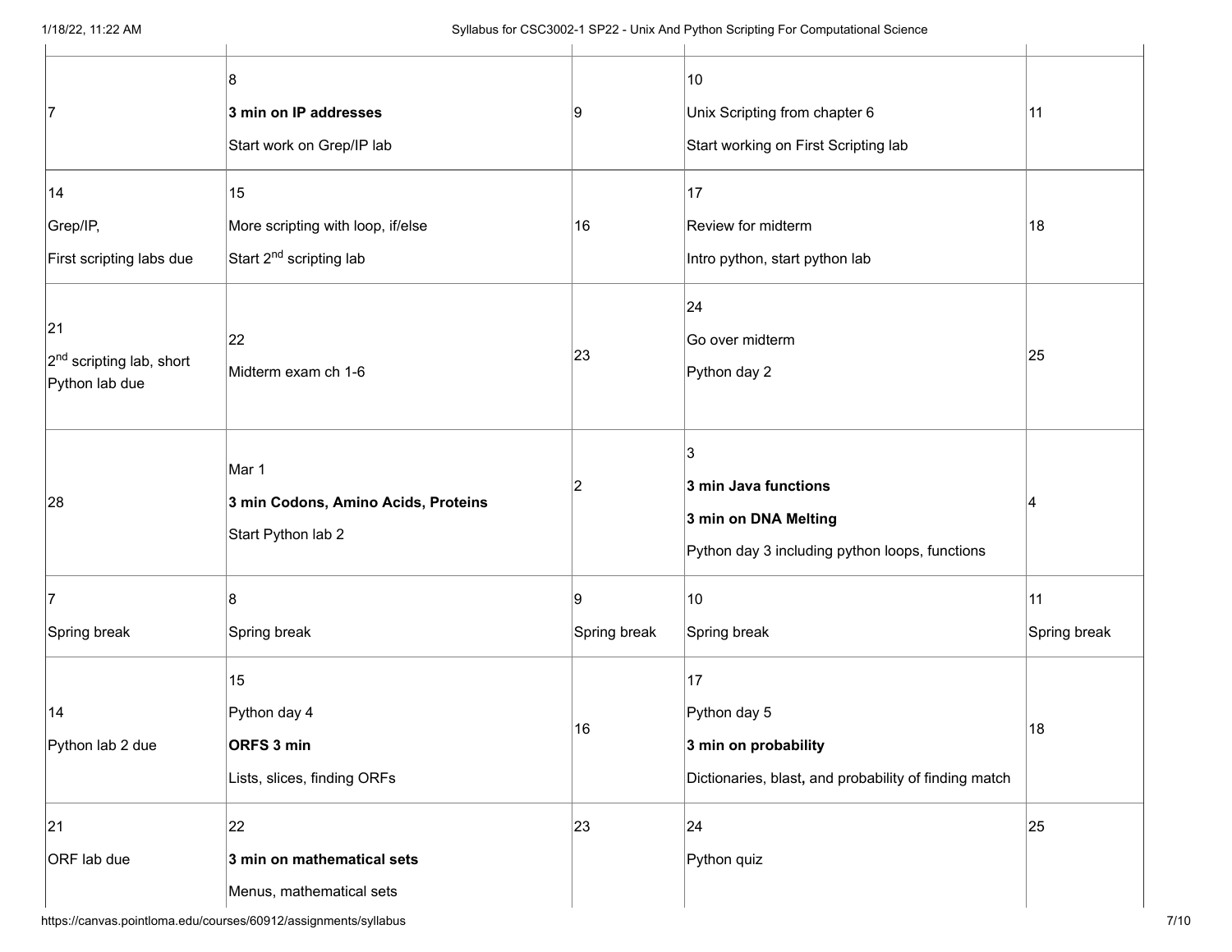| | | | | |
|---|---|---|---|---|
| 7 | 8<br>**3 min on IP addresses**<br>Start work on Grep/IP lab | 9 | 10<br>Unix Scripting from chapter 6<br>Start working on First Scripting lab | 11 |
| 14<br>Grep/IP,<br>First scripting labs due | 15<br>More scripting with loop, if/else<br>Start 2nd scripting lab | 16 | 17<br>Review for midterm<br>Intro python, start python lab | 18 |
| 21<br>2nd scripting lab, short Python lab due | 22<br>Midterm exam ch 1-6 | 23 | 24<br>Go over midterm<br>Python day 2 | 25 |
| 28 | Mar 1<br>**3 min Codons, Amino Acids, Proteins**<br>Start Python lab 2 | 2 | 3<br>**3 min Java functions**<br>**3 min on DNA Melting**<br>Python day 3 including python loops, functions | 4 |
| 7<br>Spring break | 8<br>Spring break | 9<br>Spring break | 10<br>Spring break | 11<br>Spring break |
| 14<br>Python lab 2 due | 15<br>Python day 4<br>**ORFS 3 min**<br>Lists, slices, finding ORFs | 16 | 17<br>Python day 5<br>**3 min on probability**<br>Dictionaries, blast, and probability of finding match | 18 |
| 21<br>ORF lab due | 22<br>**3 min on mathematical sets**<br>Menus, mathematical sets | 23 | 24<br>Python quiz | 25 |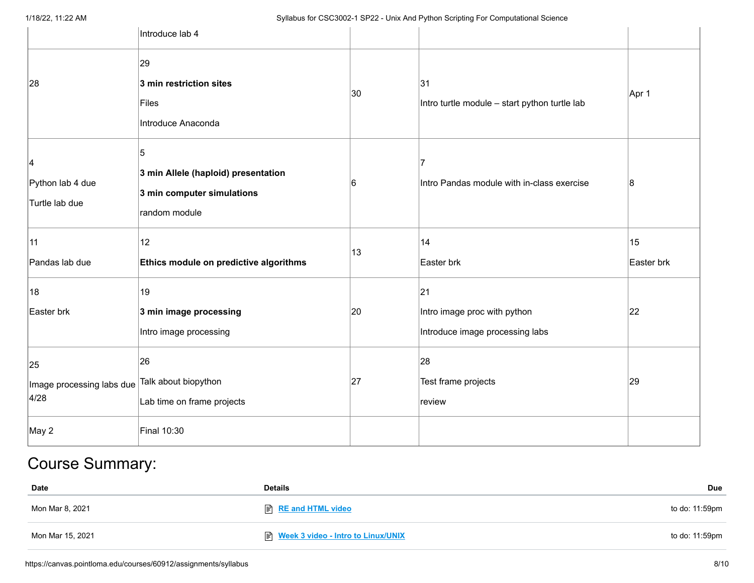| | | | | |
|---|---|---|---|---|
| | Introduce lab 4 | | | |
| 28 | 29<br>**3 min restriction sites**<br>Files<br>Introduce Anaconda | 30 | 31<br>Intro turtle module – start python turtle lab | Apr 1 |
| 4<br>Python lab 4 due<br>Turtle lab due | 5<br>**3 min Allele (haploid) presentation**<br>**3 min computer simulations**<br>random module | 6 | 7<br>Intro Pandas module with in-class exercise | 8 |
| 11<br>Pandas lab due | 12<br>**Ethics module on predictive algorithms** | 13 | 14<br>Easter brk | 15<br>Easter brk |
| 18<br>Easter brk | 19<br>**3 min image processing**<br>Intro image processing | 20 | 21<br>Intro image proc with python<br>Introduce image processing labs | 22 |
| 25<br>Image processing labs due 4/28 | 26<br>Talk about biopython<br>Lab time on frame projects | 27 | 28<br>Test frame projects<br>review | 29 |
| May 2 | Final 10:30 | | | |

# Course Summary:

| Date | Details | Due |
|---|---|---|
| Mon Mar 8, 2021 | RE and HTML video | to do: 11:59pm |
| Mon Mar 15, 2021 | Week 3 video - Intro to Linux/UNIX | to do: 11:59pm |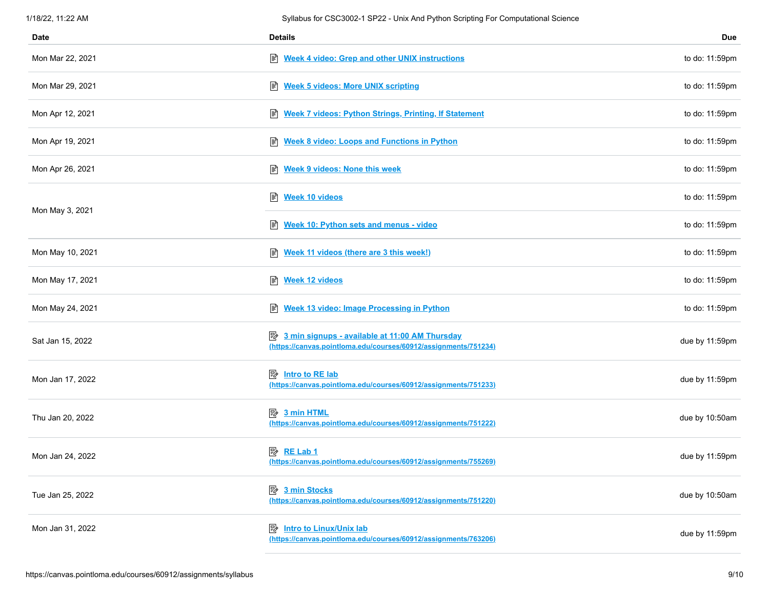| Date | Details | Due |
| --- | --- | --- |
| Mon Mar 22, 2021 | Week 4 video: Grep and other UNIX instructions | to do: 11:59pm |
| Mon Mar 29, 2021 | Week 5 videos: More UNIX scripting | to do: 11:59pm |
| Mon Apr 12, 2021 | Week 7 videos: Python Strings, Printing, If Statement | to do: 11:59pm |
| Mon Apr 19, 2021 | Week 8 video: Loops and Functions in Python | to do: 11:59pm |
| Mon Apr 26, 2021 | Week 9 videos: None this week | to do: 11:59pm |
| Mon May 3, 2021 | Week 10 videos | to do: 11:59pm |
| | Week 10: Python sets and menus - video | to do: 11:59pm |
| Mon May 10, 2021 | Week 11 videos (there are 3 this week!) | to do: 11:59pm |
| Mon May 17, 2021 | Week 12 videos | to do: 11:59pm |
| Mon May 24, 2021 | Week 13 video: Image Processing in Python | to do: 11:59pm |
| Sat Jan 15, 2022 | 3 min signups - available at 11:00 AM Thursday (https://canvas.pointloma.edu/courses/60912/assignments/751234) | due by 11:59pm |
| Mon Jan 17, 2022 | Intro to RE lab (https://canvas.pointloma.edu/courses/60912/assignments/751233) | due by 11:59pm |
| Thu Jan 20, 2022 | 3 min HTML (https://canvas.pointloma.edu/courses/60912/assignments/751222) | due by 10:50am |
| Mon Jan 24, 2022 | RE Lab 1 (https://canvas.pointloma.edu/courses/60912/assignments/755269) | due by 11:59pm |
| Tue Jan 25, 2022 | 3 min Stocks (https://canvas.pointloma.edu/courses/60912/assignments/751220) | due by 10:50am |
| Mon Jan 31, 2022 | Intro to Linux/Unix lab (https://canvas.pointloma.edu/courses/60912/assignments/763206) | due by 11:59pm |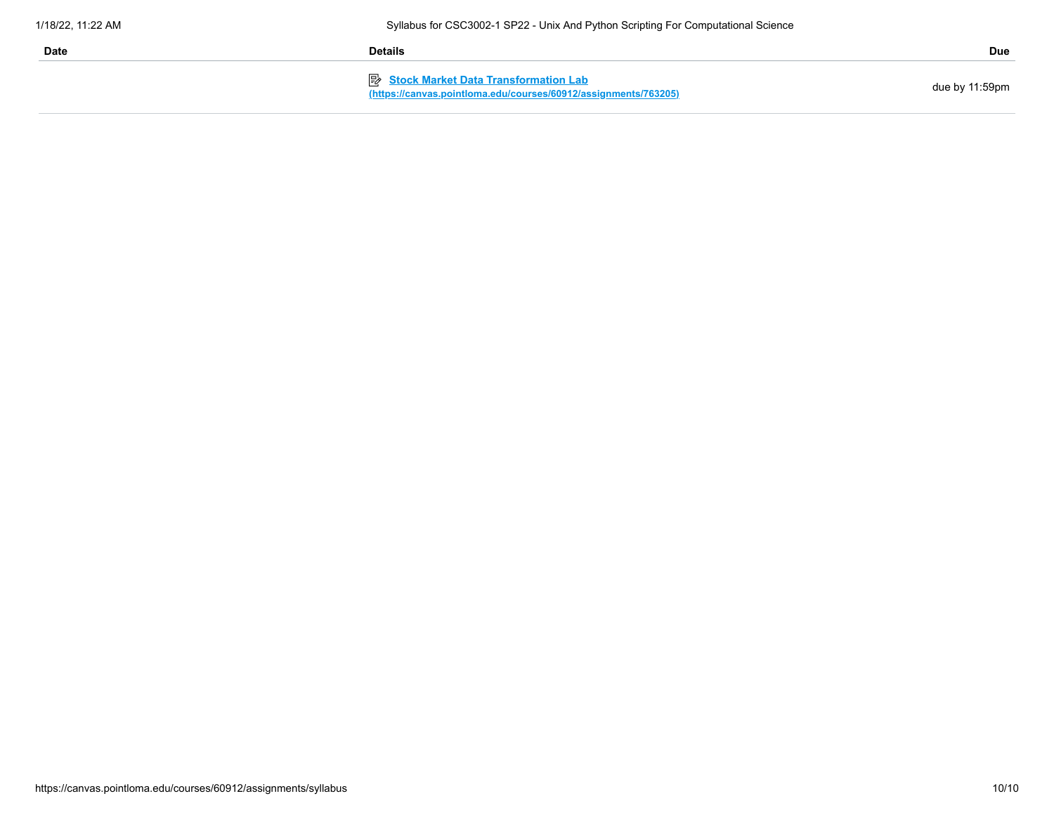| Date | Details | Due |
| --- | --- | --- |
| | Stock Market Data Transformation Lab (https://canvas.pointloma.edu/courses/60912/assignments/763205) | due by 11:59pm |